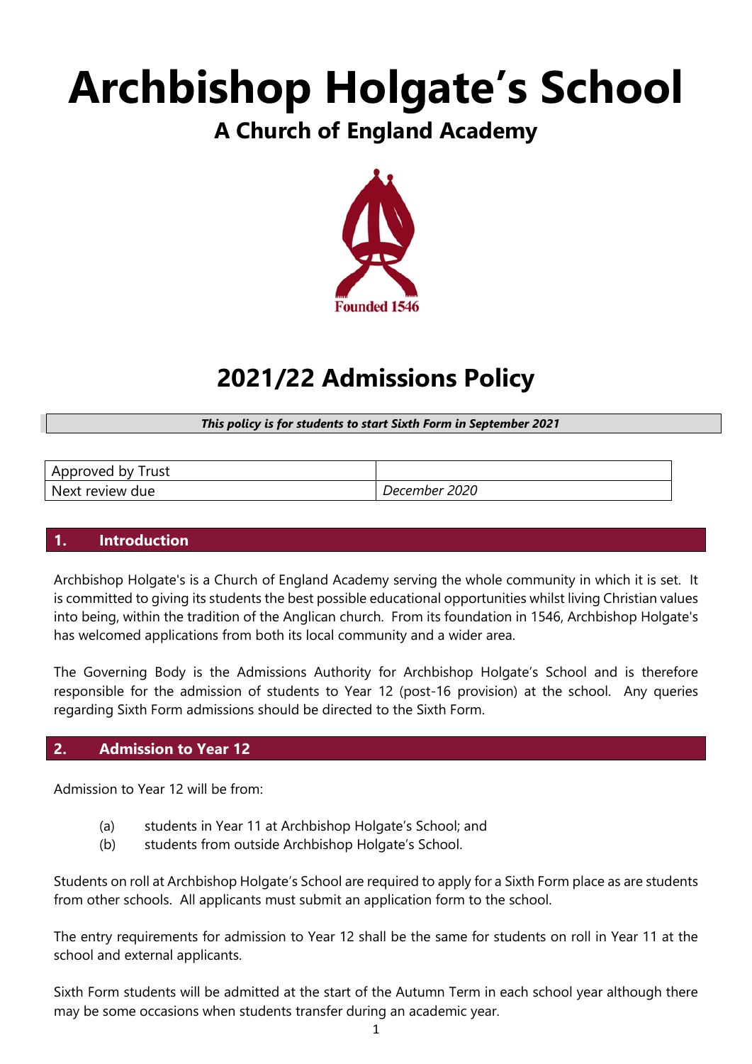# Archbishop Holgate's School

## A Church of England Academy

Founded 1546

# 2021/22 Admissions Policy

***This policy is for students to start Sixth Form in September 2021***

| Approved by Trust | |
| --- | --- |
| Next review due | *December 2020* |

## 1. Introduction

Archbishop Holgate's is a Church of England Academy serving the whole community in which it is set. It is committed to giving its students the best possible educational opportunities whilst living Christian values into being, within the tradition of the Anglican church. From its foundation in 1546, Archbishop Holgate's has welcomed applications from both its local community and a wider area.

The Governing Body is the Admissions Authority for Archbishop Holgate's School and is therefore responsible for the admission of students to Year 12 (post-16 provision) at the school. Any queries regarding Sixth Form admissions should be directed to the Sixth Form.

## 2. Admission to Year 12

Admission to Year 12 will be from:

- (a) students in Year 11 at Archbishop Holgate's School; and
- (b) students from outside Archbishop Holgate's School.

Students on roll at Archbishop Holgate's School are required to apply for a Sixth Form place as are students from other schools. All applicants must submit an application form to the school.

The entry requirements for admission to Year 12 shall be the same for students on roll in Year 11 at the school and external applicants.

Sixth Form students will be admitted at the start of the Autumn Term in each school year although there may be some occasions when students transfer during an academic year.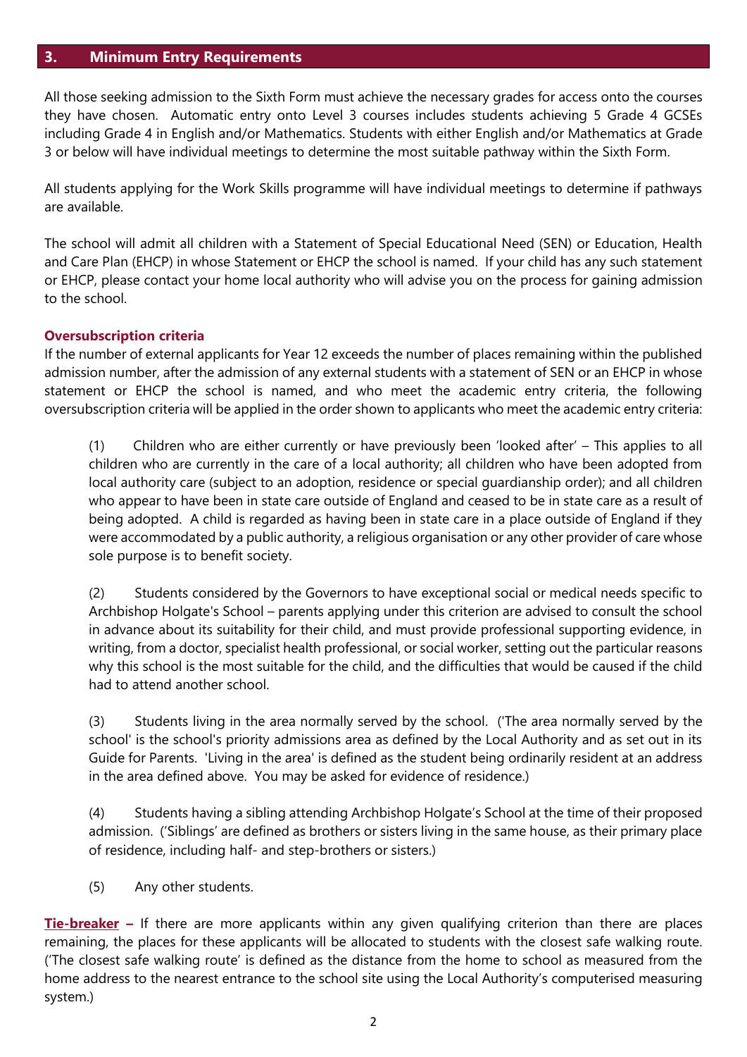## 3. Minimum Entry Requirements

All those seeking admission to the Sixth Form must achieve the necessary grades for access onto the courses they have chosen. Automatic entry onto Level 3 courses includes students achieving 5 Grade 4 GCSEs including Grade 4 in English and/or Mathematics. Students with either English and/or Mathematics at Grade 3 or below will have individual meetings to determine the most suitable pathway within the Sixth Form.

All students applying for the Work Skills programme will have individual meetings to determine if pathways are available.

The school will admit all children with a Statement of Special Educational Need (SEN) or Education, Health and Care Plan (EHCP) in whose Statement or EHCP the school is named. If your child has any such statement or EHCP, please contact your home local authority who will advise you on the process for gaining admission to the school.

### Oversubscription criteria

If the number of external applicants for Year 12 exceeds the number of places remaining within the published admission number, after the admission of any external students with a statement of SEN or an EHCP in whose statement or EHCP the school is named, and who meet the academic entry criteria, the following oversubscription criteria will be applied in the order shown to applicants who meet the academic entry criteria:

(1) Children who are either currently or have previously been 'looked after' – This applies to all children who are currently in the care of a local authority; all children who have been adopted from local authority care (subject to an adoption, residence or special guardianship order); and all children who appear to have been in state care outside of England and ceased to be in state care as a result of being adopted. A child is regarded as having been in state care in a place outside of England if they were accommodated by a public authority, a religious organisation or any other provider of care whose sole purpose is to benefit society.

(2) Students considered by the Governors to have exceptional social or medical needs specific to Archbishop Holgate's School – parents applying under this criterion are advised to consult the school in advance about its suitability for their child, and must provide professional supporting evidence, in writing, from a doctor, specialist health professional, or social worker, setting out the particular reasons why this school is the most suitable for the child, and the difficulties that would be caused if the child had to attend another school.

(3) Students living in the area normally served by the school. ('The area normally served by the school' is the school's priority admissions area as defined by the Local Authority and as set out in its Guide for Parents. 'Living in the area' is defined as the student being ordinarily resident at an address in the area defined above. You may be asked for evidence of residence.)

(4) Students having a sibling attending Archbishop Holgate's School at the time of their proposed admission. ('Siblings' are defined as brothers or sisters living in the same house, as their primary place of residence, including half- and step-brothers or sisters.)

(5) Any other students.

**Tie-breaker –** If there are more applicants within any given qualifying criterion than there are places remaining, the places for these applicants will be allocated to students with the closest safe walking route. ('The closest safe walking route' is defined as the distance from the home to school as measured from the home address to the nearest entrance to the school site using the Local Authority's computerised measuring system.)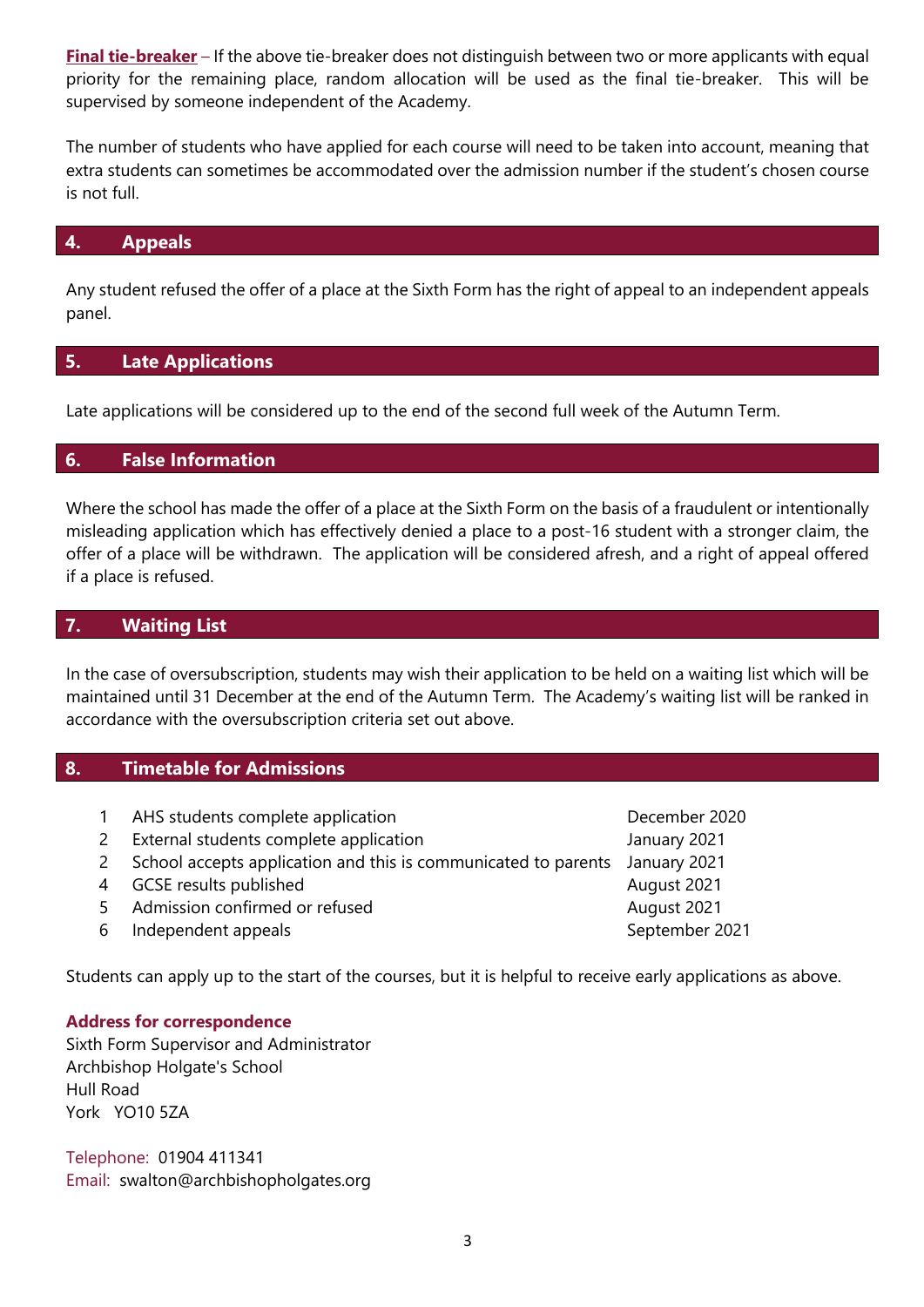**Final tie-breaker** – If the above tie-breaker does not distinguish between two or more applicants with equal priority for the remaining place, random allocation will be used as the final tie-breaker. This will be supervised by someone independent of the Academy.

The number of students who have applied for each course will need to be taken into account, meaning that extra students can sometimes be accommodated over the admission number if the student's chosen course is not full.

## 4. Appeals

Any student refused the offer of a place at the Sixth Form has the right of appeal to an independent appeals panel.

## 5. Late Applications

Late applications will be considered up to the end of the second full week of the Autumn Term.

## 6. False Information

Where the school has made the offer of a place at the Sixth Form on the basis of a fraudulent or intentionally misleading application which has effectively denied a place to a post-16 student with a stronger claim, the offer of a place will be withdrawn. The application will be considered afresh, and a right of appeal offered if a place is refused.

## 7. Waiting List

In the case of oversubscription, students may wish their application to be held on a waiting list which will be maintained until 31 December at the end of the Autumn Term. The Academy's waiting list will be ranked in accordance with the oversubscription criteria set out above.

## 8. Timetable for Admissions

| | | |
|---|---|---|
| 1 | AHS students complete application | December 2020 |
| 2 | External students complete application | January 2021 |
| 2 | School accepts application and this is communicated to parents | January 2021 |
| 4 | GCSE results published | August 2021 |
| 5 | Admission confirmed or refused | August 2021 |
| 6 | Independent appeals | September 2021 |

Students can apply up to the start of the courses, but it is helpful to receive early applications as above.

**Address for correspondence**

Sixth Form Supervisor and Administrator
Archbishop Holgate's School
Hull Road
York YO10 5ZA

Telephone: 01904 411341
Email: swalton@archbishopholgates.org